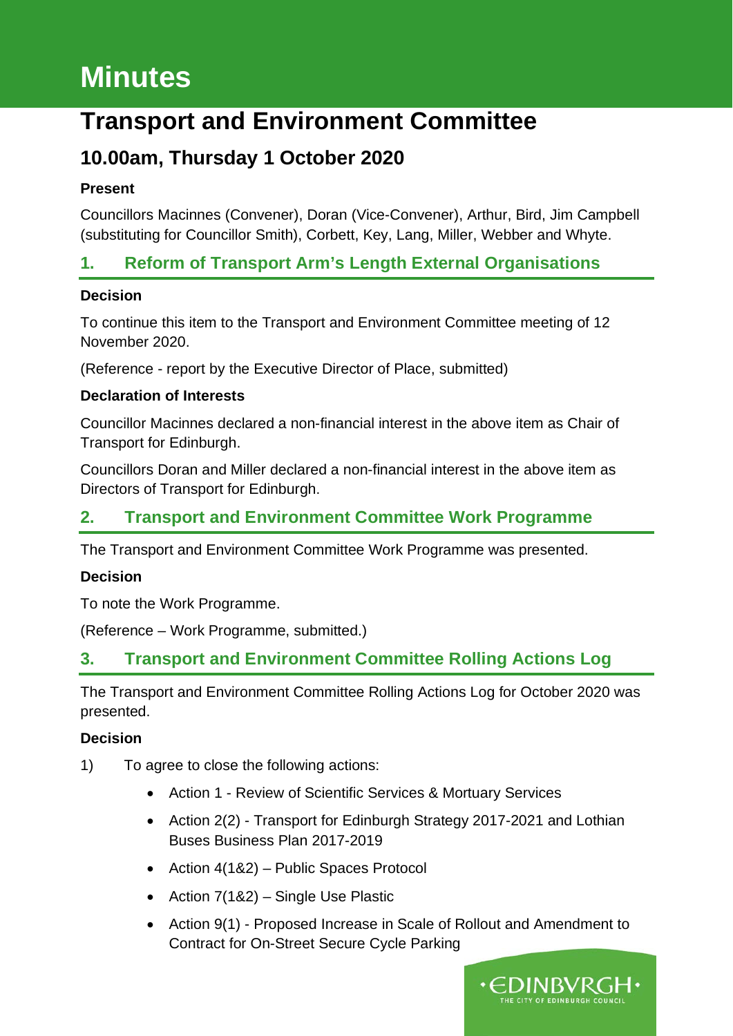# Minutes

# Transport and Environment Committee

## 10.00am, Thursday 1 October 2020

**Present**

Councillors Macinnes (Convener), Doran (Vice-Convener), Arthur, Bird, Jim Campbell (substituting for Councillor Smith), Corbett, Key, Lang, Miller, Webber and Whyte.

### 1. Reform of Transport Arm's Length External Organisations

**Decision**

To continue this item to the Transport and Environment Committee meeting of 12 November 2020.

(Reference - report by the Executive Director of Place, submitted)

**Declaration of Interests**

Councillor Macinnes declared a non-financial interest in the above item as Chair of Transport for Edinburgh.

Councillors Doran and Miller declared a non-financial interest in the above item as Directors of Transport for Edinburgh.

### 2. Transport and Environment Committee Work Programme

The Transport and Environment Committee Work Programme was presented.

**Decision**

To note the Work Programme.

(Reference – Work Programme, submitted.)

### 3. Transport and Environment Committee Rolling Actions Log

The Transport and Environment Committee Rolling Actions Log for October 2020 was presented.

**Decision**

1) To agree to close the following actions:
   - Action 1 - Review of Scientific Services & Mortuary Services
   - Action 2(2) - Transport for Edinburgh Strategy 2017-2021 and Lothian Buses Business Plan 2017-2019
   - Action 4(1&2) – Public Spaces Protocol
   - Action 7(1&2) – Single Use Plastic
   - Action 9(1) - Proposed Increase in Scale of Rollout and Amendment to Contract for On-Street Secure Cycle Parking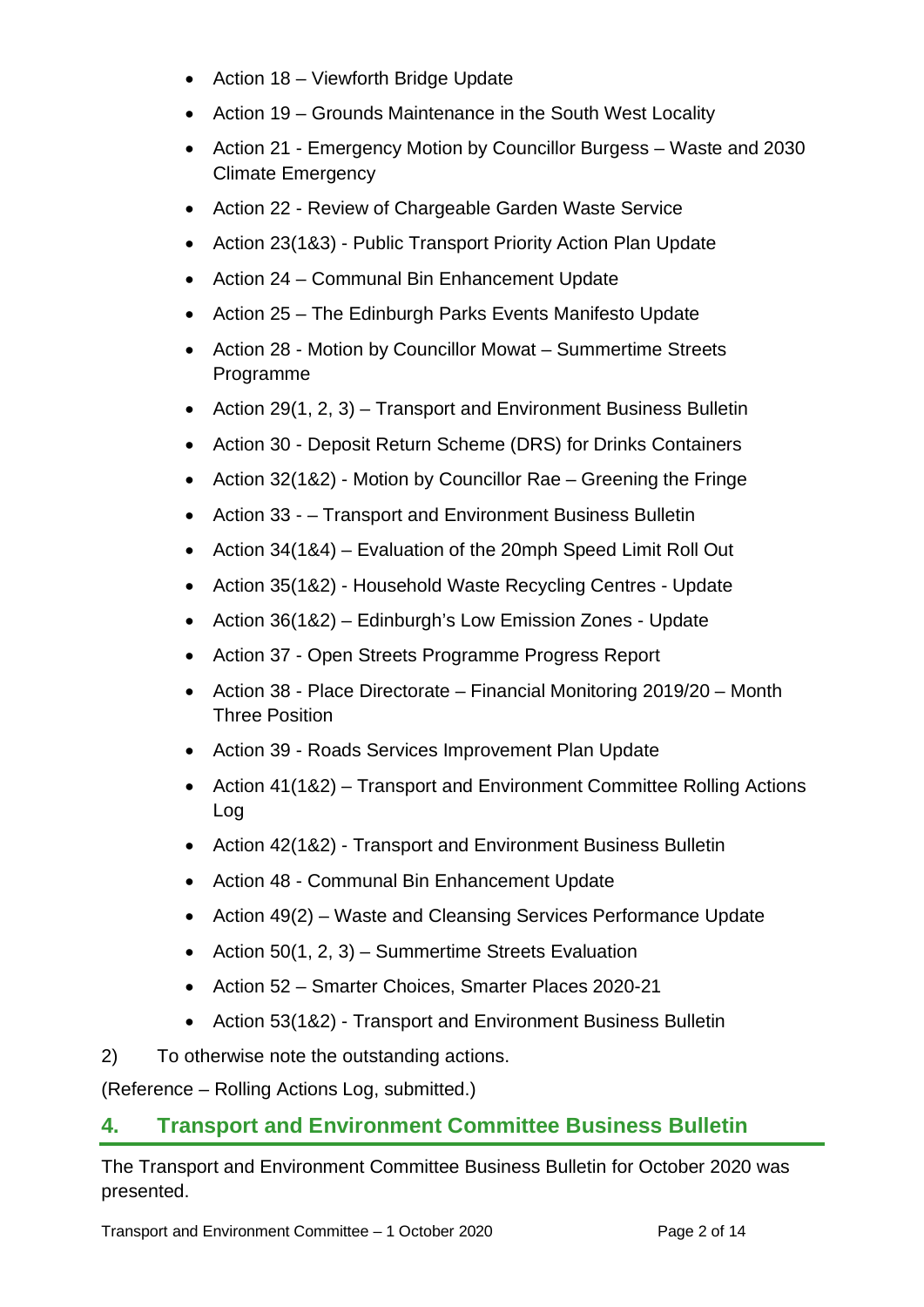- Action 18 – Viewforth Bridge Update
- Action 19 – Grounds Maintenance in the South West Locality
- Action 21 - Emergency Motion by Councillor Burgess – Waste and 2030 Climate Emergency
- Action 22 - Review of Chargeable Garden Waste Service
- Action 23(1&3) - Public Transport Priority Action Plan Update
- Action 24 – Communal Bin Enhancement Update
- Action 25 – The Edinburgh Parks Events Manifesto Update
- Action 28 - Motion by Councillor Mowat – Summertime Streets Programme
- Action 29(1, 2, 3) – Transport and Environment Business Bulletin
- Action 30 - Deposit Return Scheme (DRS) for Drinks Containers
- Action 32(1&2) - Motion by Councillor Rae – Greening the Fringe
- Action 33 - – Transport and Environment Business Bulletin
- Action 34(1&4) – Evaluation of the 20mph Speed Limit Roll Out
- Action 35(1&2) - Household Waste Recycling Centres - Update
- Action 36(1&2) – Edinburgh's Low Emission Zones - Update
- Action 37 - Open Streets Programme Progress Report
- Action 38 - Place Directorate – Financial Monitoring 2019/20 – Month Three Position
- Action 39 - Roads Services Improvement Plan Update
- Action 41(1&2) – Transport and Environment Committee Rolling Actions Log
- Action 42(1&2) - Transport and Environment Business Bulletin
- Action 48 - Communal Bin Enhancement Update
- Action 49(2) – Waste and Cleansing Services Performance Update
- Action 50(1, 2, 3) – Summertime Streets Evaluation
- Action 52 – Smarter Choices, Smarter Places 2020-21
- Action 53(1&2) - Transport and Environment Business Bulletin

2) To otherwise note the outstanding actions.

(Reference – Rolling Actions Log, submitted.)

## 4. Transport and Environment Committee Business Bulletin

The Transport and Environment Committee Business Bulletin for October 2020 was presented.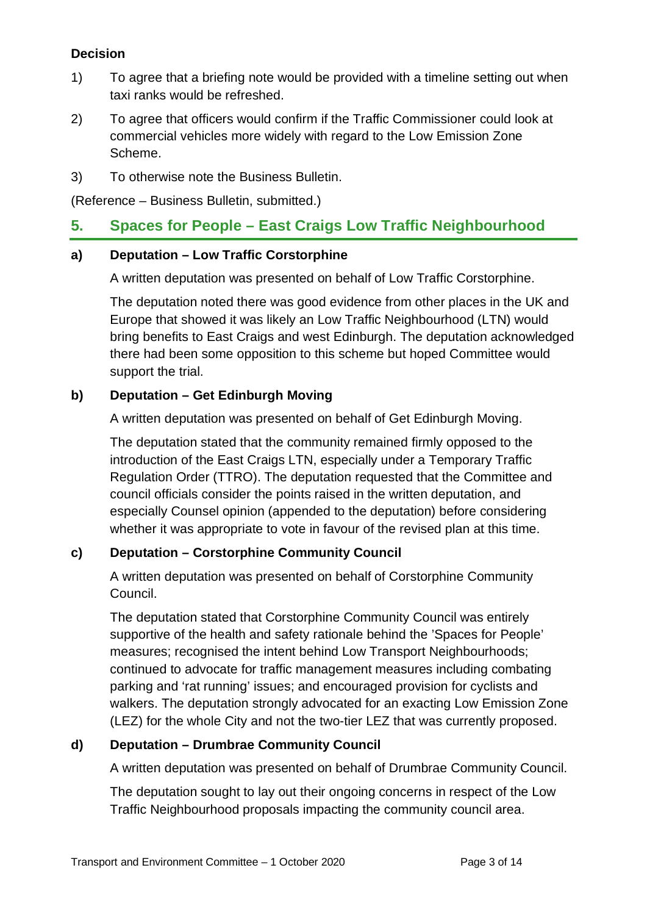**Decision**

1) To agree that a briefing note would be provided with a timeline setting out when taxi ranks would be refreshed.

2) To agree that officers would confirm if the Traffic Commissioner could look at commercial vehicles more widely with regard to the Low Emission Zone Scheme.

3) To otherwise note the Business Bulletin.

(Reference – Business Bulletin, submitted.)

## 5. Spaces for People – East Craigs Low Traffic Neighbourhood

**a) Deputation – Low Traffic Corstorphine**

A written deputation was presented on behalf of Low Traffic Corstorphine.

The deputation noted there was good evidence from other places in the UK and Europe that showed it was likely an Low Traffic Neighbourhood (LTN) would bring benefits to East Craigs and west Edinburgh. The deputation acknowledged there had been some opposition to this scheme but hoped Committee would support the trial.

**b) Deputation – Get Edinburgh Moving**

A written deputation was presented on behalf of Get Edinburgh Moving.

The deputation stated that the community remained firmly opposed to the introduction of the East Craigs LTN, especially under a Temporary Traffic Regulation Order (TTRO). The deputation requested that the Committee and council officials consider the points raised in the written deputation, and especially Counsel opinion (appended to the deputation) before considering whether it was appropriate to vote in favour of the revised plan at this time.

**c) Deputation – Corstorphine Community Council**

A written deputation was presented on behalf of Corstorphine Community Council.

The deputation stated that Corstorphine Community Council was entirely supportive of the health and safety rationale behind the 'Spaces for People' measures; recognised the intent behind Low Transport Neighbourhoods; continued to advocate for traffic management measures including combating parking and 'rat running' issues; and encouraged provision for cyclists and walkers. The deputation strongly advocated for an exacting Low Emission Zone (LEZ) for the whole City and not the two-tier LEZ that was currently proposed.

**d) Deputation – Drumbrae Community Council**

A written deputation was presented on behalf of Drumbrae Community Council.

The deputation sought to lay out their ongoing concerns in respect of the Low Traffic Neighbourhood proposals impacting the community council area.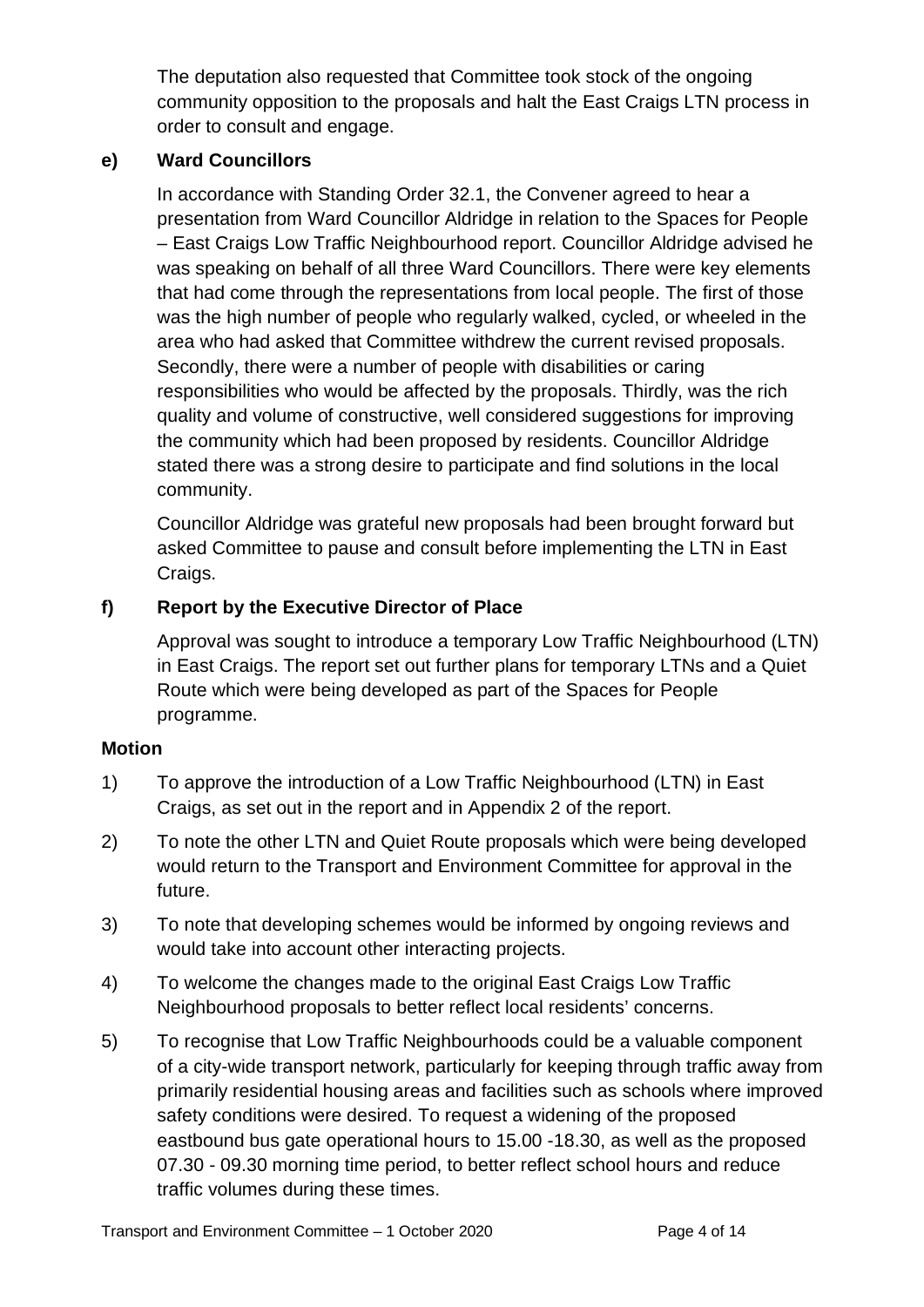The deputation also requested that Committee took stock of the ongoing community opposition to the proposals and halt the East Craigs LTN process in order to consult and engage.

### e) Ward Councillors

In accordance with Standing Order 32.1, the Convener agreed to hear a presentation from Ward Councillor Aldridge in relation to the Spaces for People – East Craigs Low Traffic Neighbourhood report. Councillor Aldridge advised he was speaking on behalf of all three Ward Councillors. There were key elements that had come through the representations from local people. The first of those was the high number of people who regularly walked, cycled, or wheeled in the area who had asked that Committee withdrew the current revised proposals. Secondly, there were a number of people with disabilities or caring responsibilities who would be affected by the proposals. Thirdly, was the rich quality and volume of constructive, well considered suggestions for improving the community which had been proposed by residents. Councillor Aldridge stated there was a strong desire to participate and find solutions in the local community.

Councillor Aldridge was grateful new proposals had been brought forward but asked Committee to pause and consult before implementing the LTN in East Craigs.

### f) Report by the Executive Director of Place

Approval was sought to introduce a temporary Low Traffic Neighbourhood (LTN) in East Craigs. The report set out further plans for temporary LTNs and a Quiet Route which were being developed as part of the Spaces for People programme.

**Motion**

1) To approve the introduction of a Low Traffic Neighbourhood (LTN) in East Craigs, as set out in the report and in Appendix 2 of the report.

2) To note the other LTN and Quiet Route proposals which were being developed would return to the Transport and Environment Committee for approval in the future.

3) To note that developing schemes would be informed by ongoing reviews and would take into account other interacting projects.

4) To welcome the changes made to the original East Craigs Low Traffic Neighbourhood proposals to better reflect local residents' concerns.

5) To recognise that Low Traffic Neighbourhoods could be a valuable component of a city-wide transport network, particularly for keeping through traffic away from primarily residential housing areas and facilities such as schools where improved safety conditions were desired. To request a widening of the proposed eastbound bus gate operational hours to 15.00 -18.30, as well as the proposed 07.30 - 09.30 morning time period, to better reflect school hours and reduce traffic volumes during these times.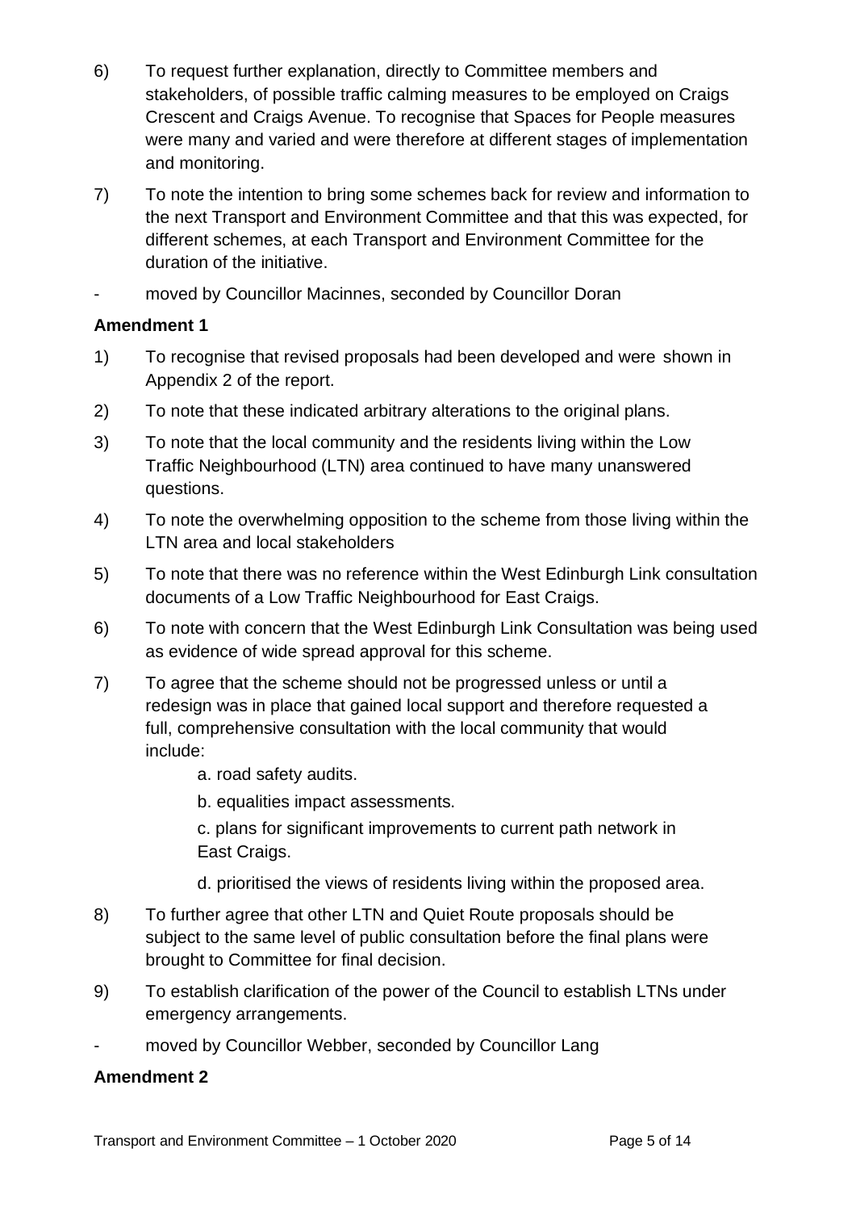6) To request further explanation, directly to Committee members and stakeholders, of possible traffic calming measures to be employed on Craigs Crescent and Craigs Avenue. To recognise that Spaces for People measures were many and varied and were therefore at different stages of implementation and monitoring.

7) To note the intention to bring some schemes back for review and information to the next Transport and Environment Committee and that this was expected, for different schemes, at each Transport and Environment Committee for the duration of the initiative.

- moved by Councillor Macinnes, seconded by Councillor Doran

**Amendment 1**

1) To recognise that revised proposals had been developed and were shown in Appendix 2 of the report.

2) To note that these indicated arbitrary alterations to the original plans.

3) To note that the local community and the residents living within the Low Traffic Neighbourhood (LTN) area continued to have many unanswered questions.

4) To note the overwhelming opposition to the scheme from those living within the LTN area and local stakeholders

5) To note that there was no reference within the West Edinburgh Link consultation documents of a Low Traffic Neighbourhood for East Craigs.

6) To note with concern that the West Edinburgh Link Consultation was being used as evidence of wide spread approval for this scheme.

7) To agree that the scheme should not be progressed unless or until a redesign was in place that gained local support and therefore requested a full, comprehensive consultation with the local community that would include:

    a. road safety audits.

    b. equalities impact assessments.

    c. plans for significant improvements to current path network in East Craigs.

    d. prioritised the views of residents living within the proposed area.

8) To further agree that other LTN and Quiet Route proposals should be subject to the same level of public consultation before the final plans were brought to Committee for final decision.

9) To establish clarification of the power of the Council to establish LTNs under emergency arrangements.

- moved by Councillor Webber, seconded by Councillor Lang

**Amendment 2**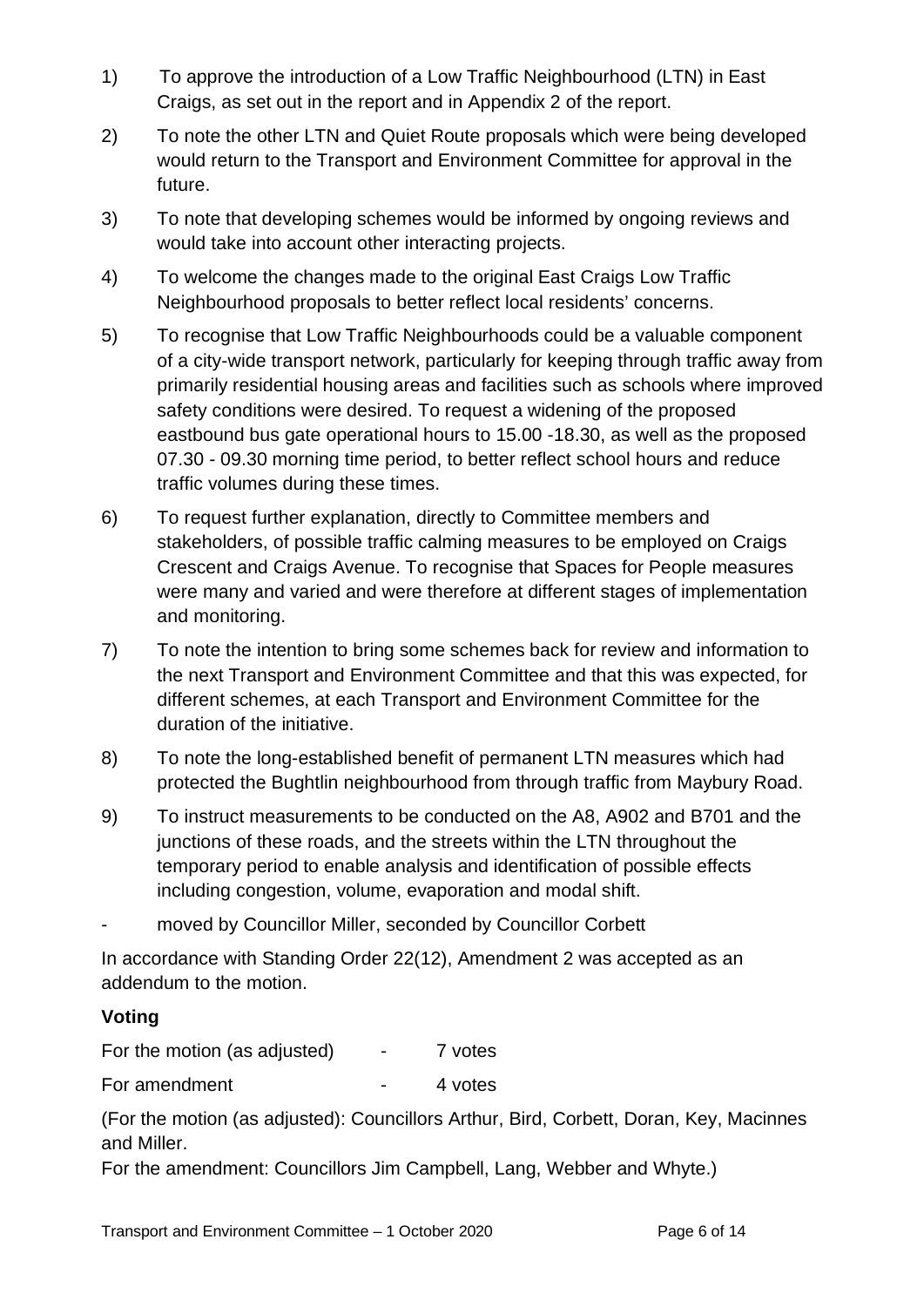1) To approve the introduction of a Low Traffic Neighbourhood (LTN) in East Craigs, as set out in the report and in Appendix 2 of the report.

2) To note the other LTN and Quiet Route proposals which were being developed would return to the Transport and Environment Committee for approval in the future.

3) To note that developing schemes would be informed by ongoing reviews and would take into account other interacting projects.

4) To welcome the changes made to the original East Craigs Low Traffic Neighbourhood proposals to better reflect local residents' concerns.

5) To recognise that Low Traffic Neighbourhoods could be a valuable component of a city-wide transport network, particularly for keeping through traffic away from primarily residential housing areas and facilities such as schools where improved safety conditions were desired. To request a widening of the proposed eastbound bus gate operational hours to 15.00 -18.30, as well as the proposed 07.30 - 09.30 morning time period, to better reflect school hours and reduce traffic volumes during these times.

6) To request further explanation, directly to Committee members and stakeholders, of possible traffic calming measures to be employed on Craigs Crescent and Craigs Avenue. To recognise that Spaces for People measures were many and varied and were therefore at different stages of implementation and monitoring.

7) To note the intention to bring some schemes back for review and information to the next Transport and Environment Committee and that this was expected, for different schemes, at each Transport and Environment Committee for the duration of the initiative.

8) To note the long-established benefit of permanent LTN measures which had protected the Bughtlin neighbourhood from through traffic from Maybury Road.

9) To instruct measurements to be conducted on the A8, A902 and B701 and the junctions of these roads, and the streets within the LTN throughout the temporary period to enable analysis and identification of possible effects including congestion, volume, evaporation and modal shift.

- moved by Councillor Miller, seconded by Councillor Corbett

In accordance with Standing Order 22(12), Amendment 2 was accepted as an addendum to the motion.

**Voting**

For the motion (as adjusted) - 7 votes

For amendment - 4 votes

(For the motion (as adjusted): Councillors Arthur, Bird, Corbett, Doran, Key, Macinnes and Miller.

For the amendment: Councillors Jim Campbell, Lang, Webber and Whyte.)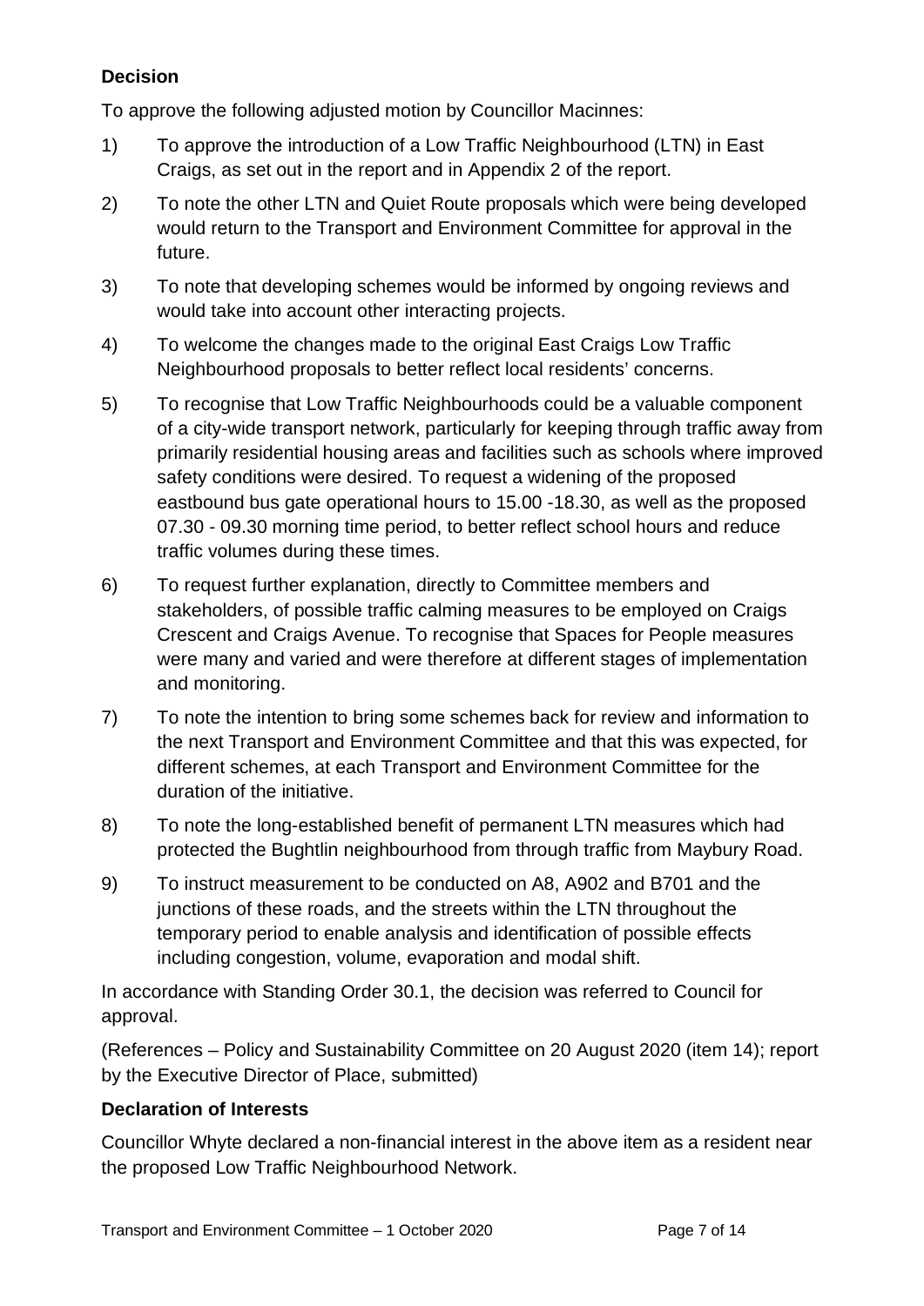### Decision

To approve the following adjusted motion by Councillor Macinnes:

1) To approve the introduction of a Low Traffic Neighbourhood (LTN) in East Craigs, as set out in the report and in Appendix 2 of the report.

2) To note the other LTN and Quiet Route proposals which were being developed would return to the Transport and Environment Committee for approval in the future.

3) To note that developing schemes would be informed by ongoing reviews and would take into account other interacting projects.

4) To welcome the changes made to the original East Craigs Low Traffic Neighbourhood proposals to better reflect local residents' concerns.

5) To recognise that Low Traffic Neighbourhoods could be a valuable component of a city-wide transport network, particularly for keeping through traffic away from primarily residential housing areas and facilities such as schools where improved safety conditions were desired. To request a widening of the proposed eastbound bus gate operational hours to 15.00 -18.30, as well as the proposed 07.30 - 09.30 morning time period, to better reflect school hours and reduce traffic volumes during these times.

6) To request further explanation, directly to Committee members and stakeholders, of possible traffic calming measures to be employed on Craigs Crescent and Craigs Avenue. To recognise that Spaces for People measures were many and varied and were therefore at different stages of implementation and monitoring.

7) To note the intention to bring some schemes back for review and information to the next Transport and Environment Committee and that this was expected, for different schemes, at each Transport and Environment Committee for the duration of the initiative.

8) To note the long-established benefit of permanent LTN measures which had protected the Bughtlin neighbourhood from through traffic from Maybury Road.

9) To instruct measurement to be conducted on A8, A902 and B701 and the junctions of these roads, and the streets within the LTN throughout the temporary period to enable analysis and identification of possible effects including congestion, volume, evaporation and modal shift.

In accordance with Standing Order 30.1, the decision was referred to Council for approval.

(References – Policy and Sustainability Committee on 20 August 2020 (item 14); report by the Executive Director of Place, submitted)

### Declaration of Interests

Councillor Whyte declared a non-financial interest in the above item as a resident near the proposed Low Traffic Neighbourhood Network.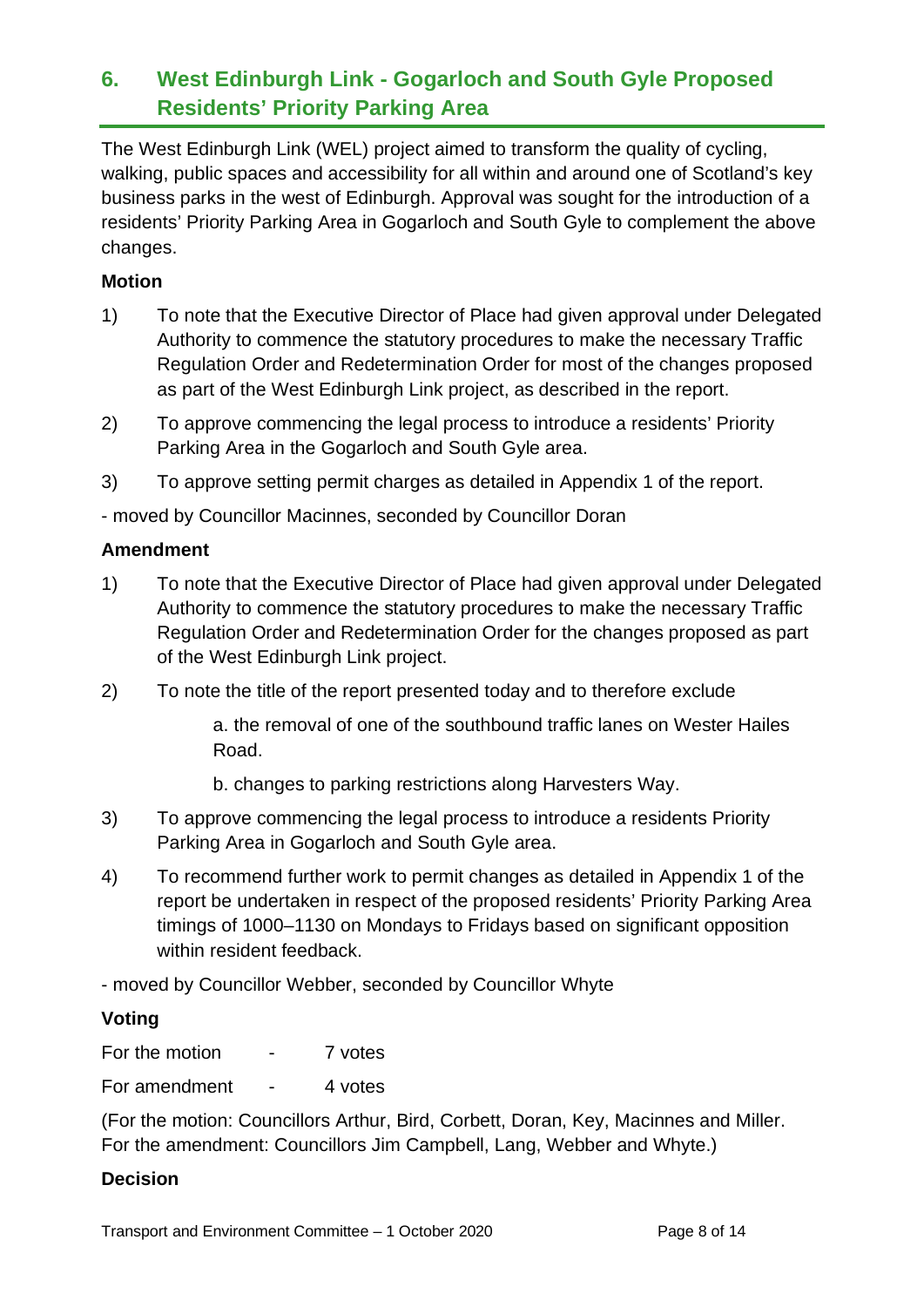## 6. West Edinburgh Link - Gogarloch and South Gyle Proposed Residents' Priority Parking Area

The West Edinburgh Link (WEL) project aimed to transform the quality of cycling, walking, public spaces and accessibility for all within and around one of Scotland's key business parks in the west of Edinburgh. Approval was sought for the introduction of a residents' Priority Parking Area in Gogarloch and South Gyle to complement the above changes.

**Motion**

1) To note that the Executive Director of Place had given approval under Delegated Authority to commence the statutory procedures to make the necessary Traffic Regulation Order and Redetermination Order for most of the changes proposed as part of the West Edinburgh Link project, as described in the report.

2) To approve commencing the legal process to introduce a residents' Priority Parking Area in the Gogarloch and South Gyle area.

3) To approve setting permit charges as detailed in Appendix 1 of the report.

- moved by Councillor Macinnes, seconded by Councillor Doran

**Amendment**

1) To note that the Executive Director of Place had given approval under Delegated Authority to commence the statutory procedures to make the necessary Traffic Regulation Order and Redetermination Order for the changes proposed as part of the West Edinburgh Link project.

2) To note the title of the report presented today and to therefore exclude

   a. the removal of one of the southbound traffic lanes on Wester Hailes Road.

   b. changes to parking restrictions along Harvesters Way.

3) To approve commencing the legal process to introduce a residents Priority Parking Area in Gogarloch and South Gyle area.

4) To recommend further work to permit changes as detailed in Appendix 1 of the report be undertaken in respect of the proposed residents' Priority Parking Area timings of 1000–1130 on Mondays to Fridays based on significant opposition within resident feedback.

- moved by Councillor Webber, seconded by Councillor Whyte

**Voting**

For the motion - 7 votes

For amendment - 4 votes

(For the motion: Councillors Arthur, Bird, Corbett, Doran, Key, Macinnes and Miller. For the amendment: Councillors Jim Campbell, Lang, Webber and Whyte.)

**Decision**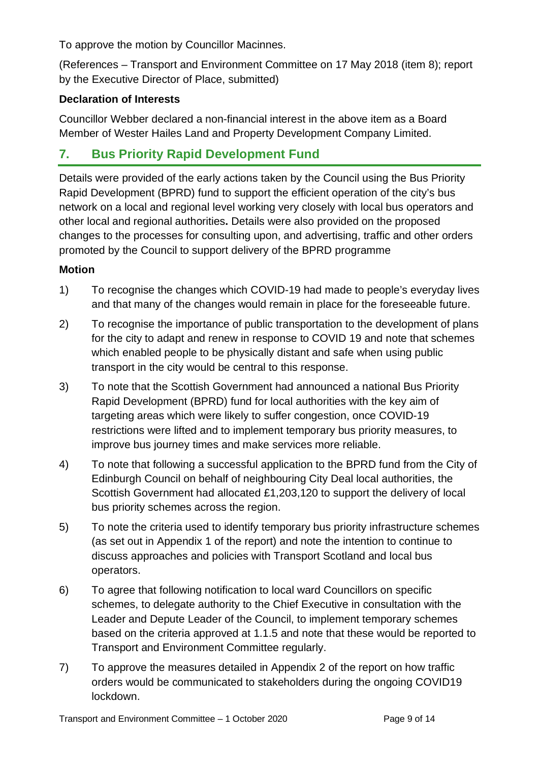To approve the motion by Councillor Macinnes.

(References – Transport and Environment Committee on 17 May 2018 (item 8); report by the Executive Director of Place, submitted)

**Declaration of Interests**

Councillor Webber declared a non-financial interest in the above item as a Board Member of Wester Hailes Land and Property Development Company Limited.

## 7. Bus Priority Rapid Development Fund

Details were provided of the early actions taken by the Council using the Bus Priority Rapid Development (BPRD) fund to support the efficient operation of the city's bus network on a local and regional level working very closely with local bus operators and other local and regional authorities**.** Details were also provided on the proposed changes to the processes for consulting upon, and advertising, traffic and other orders promoted by the Council to support delivery of the BPRD programme

**Motion**

1) To recognise the changes which COVID-19 had made to people's everyday lives and that many of the changes would remain in place for the foreseeable future.

2) To recognise the importance of public transportation to the development of plans for the city to adapt and renew in response to COVID 19 and note that schemes which enabled people to be physically distant and safe when using public transport in the city would be central to this response.

3) To note that the Scottish Government had announced a national Bus Priority Rapid Development (BPRD) fund for local authorities with the key aim of targeting areas which were likely to suffer congestion, once COVID-19 restrictions were lifted and to implement temporary bus priority measures, to improve bus journey times and make services more reliable.

4) To note that following a successful application to the BPRD fund from the City of Edinburgh Council on behalf of neighbouring City Deal local authorities, the Scottish Government had allocated £1,203,120 to support the delivery of local bus priority schemes across the region.

5) To note the criteria used to identify temporary bus priority infrastructure schemes (as set out in Appendix 1 of the report) and note the intention to continue to discuss approaches and policies with Transport Scotland and local bus operators.

6) To agree that following notification to local ward Councillors on specific schemes, to delegate authority to the Chief Executive in consultation with the Leader and Depute Leader of the Council, to implement temporary schemes based on the criteria approved at 1.1.5 and note that these would be reported to Transport and Environment Committee regularly.

7) To approve the measures detailed in Appendix 2 of the report on how traffic orders would be communicated to stakeholders during the ongoing COVID19 lockdown.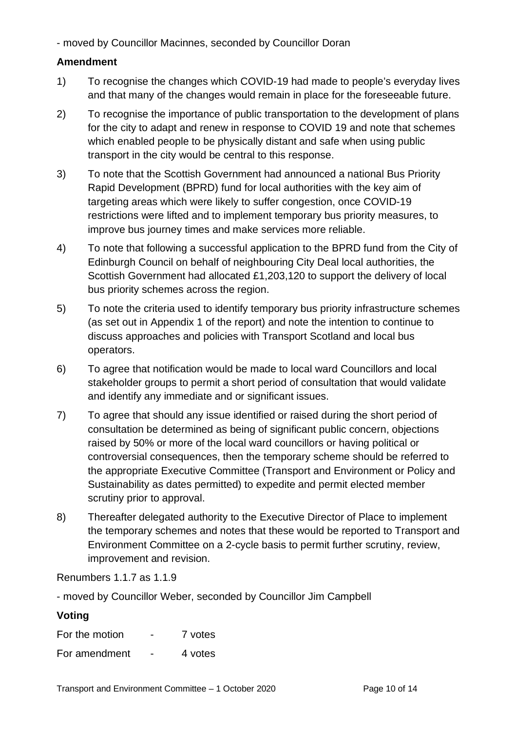- moved by Councillor Macinnes, seconded by Councillor Doran

**Amendment**

1) To recognise the changes which COVID-19 had made to people's everyday lives and that many of the changes would remain in place for the foreseeable future.

2) To recognise the importance of public transportation to the development of plans for the city to adapt and renew in response to COVID 19 and note that schemes which enabled people to be physically distant and safe when using public transport in the city would be central to this response.

3) To note that the Scottish Government had announced a national Bus Priority Rapid Development (BPRD) fund for local authorities with the key aim of targeting areas which were likely to suffer congestion, once COVID-19 restrictions were lifted and to implement temporary bus priority measures, to improve bus journey times and make services more reliable.

4) To note that following a successful application to the BPRD fund from the City of Edinburgh Council on behalf of neighbouring City Deal local authorities, the Scottish Government had allocated £1,203,120 to support the delivery of local bus priority schemes across the region.

5) To note the criteria used to identify temporary bus priority infrastructure schemes (as set out in Appendix 1 of the report) and note the intention to continue to discuss approaches and policies with Transport Scotland and local bus operators.

6) To agree that notification would be made to local ward Councillors and local stakeholder groups to permit a short period of consultation that would validate and identify any immediate and or significant issues.

7) To agree that should any issue identified or raised during the short period of consultation be determined as being of significant public concern, objections raised by 50% or more of the local ward councillors or having political or controversial consequences, then the temporary scheme should be referred to the appropriate Executive Committee (Transport and Environment or Policy and Sustainability as dates permitted) to expedite and permit elected member scrutiny prior to approval.

8) Thereafter delegated authority to the Executive Director of Place to implement the temporary schemes and notes that these would be reported to Transport and Environment Committee on a 2-cycle basis to permit further scrutiny, review, improvement and revision.

Renumbers 1.1.7 as 1.1.9

- moved by Councillor Weber, seconded by Councillor Jim Campbell

**Voting**

For the motion - 7 votes

For amendment - 4 votes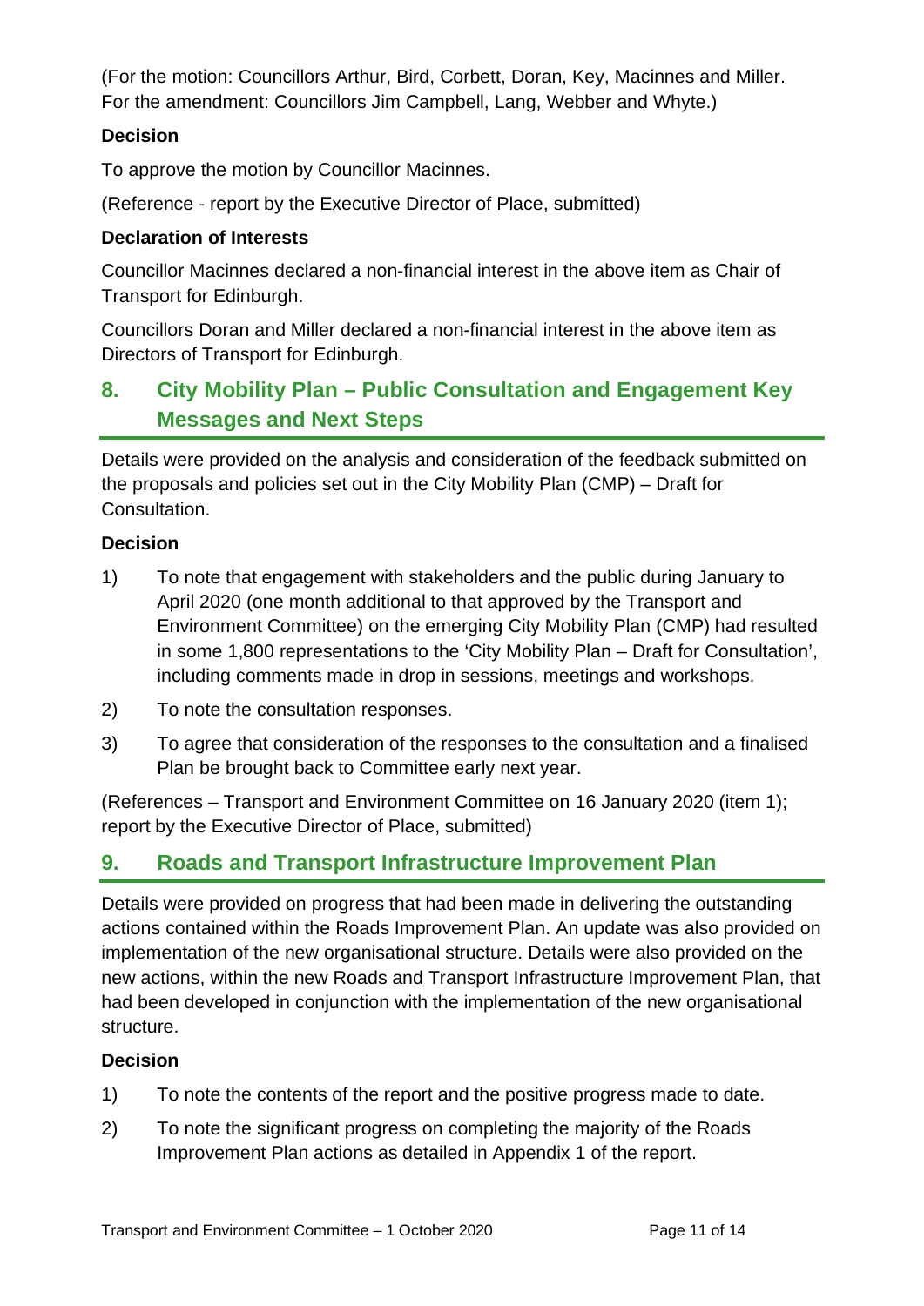(For the motion: Councillors Arthur, Bird, Corbett, Doran, Key, Macinnes and Miller. For the amendment: Councillors Jim Campbell, Lang, Webber and Whyte.)

**Decision**

To approve the motion by Councillor Macinnes.

(Reference - report by the Executive Director of Place, submitted)

**Declaration of Interests**

Councillor Macinnes declared a non-financial interest in the above item as Chair of Transport for Edinburgh.

Councillors Doran and Miller declared a non-financial interest in the above item as Directors of Transport for Edinburgh.

## 8. City Mobility Plan – Public Consultation and Engagement Key Messages and Next Steps

Details were provided on the analysis and consideration of the feedback submitted on the proposals and policies set out in the City Mobility Plan (CMP) – Draft for Consultation.

**Decision**

1) To note that engagement with stakeholders and the public during January to April 2020 (one month additional to that approved by the Transport and Environment Committee) on the emerging City Mobility Plan (CMP) had resulted in some 1,800 representations to the 'City Mobility Plan – Draft for Consultation', including comments made in drop in sessions, meetings and workshops.
2) To note the consultation responses.
3) To agree that consideration of the responses to the consultation and a finalised Plan be brought back to Committee early next year.

(References – Transport and Environment Committee on 16 January 2020 (item 1); report by the Executive Director of Place, submitted)

## 9. Roads and Transport Infrastructure Improvement Plan

Details were provided on progress that had been made in delivering the outstanding actions contained within the Roads Improvement Plan. An update was also provided on implementation of the new organisational structure. Details were also provided on the new actions, within the new Roads and Transport Infrastructure Improvement Plan, that had been developed in conjunction with the implementation of the new organisational structure.

**Decision**

1) To note the contents of the report and the positive progress made to date.
2) To note the significant progress on completing the majority of the Roads Improvement Plan actions as detailed in Appendix 1 of the report.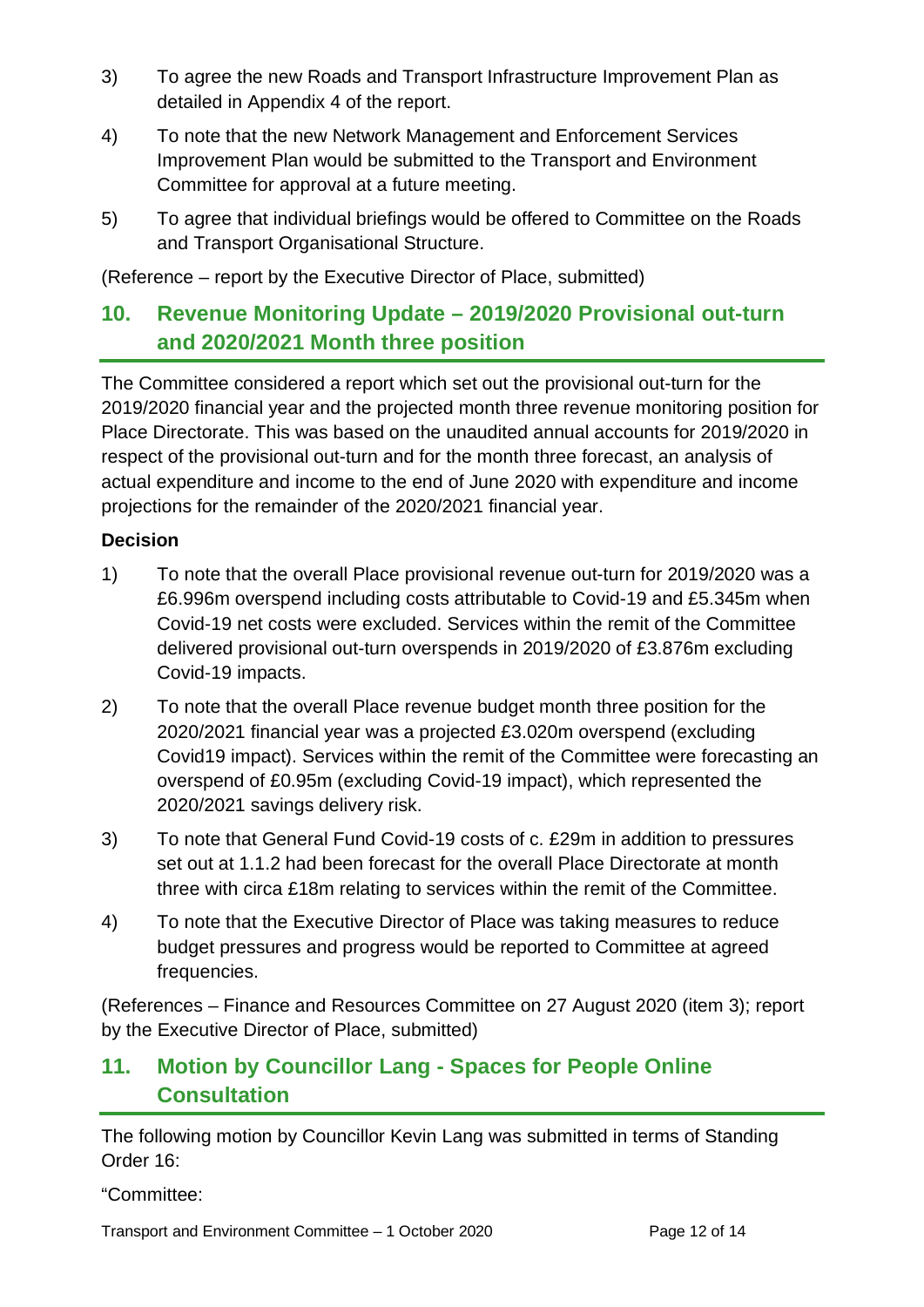3) To agree the new Roads and Transport Infrastructure Improvement Plan as detailed in Appendix 4 of the report.

4) To note that the new Network Management and Enforcement Services Improvement Plan would be submitted to the Transport and Environment Committee for approval at a future meeting.

5) To agree that individual briefings would be offered to Committee on the Roads and Transport Organisational Structure.

(Reference – report by the Executive Director of Place, submitted)

## 10. Revenue Monitoring Update – 2019/2020 Provisional out-turn and 2020/2021 Month three position

The Committee considered a report which set out the provisional out-turn for the 2019/2020 financial year and the projected month three revenue monitoring position for Place Directorate. This was based on the unaudited annual accounts for 2019/2020 in respect of the provisional out-turn and for the month three forecast, an analysis of actual expenditure and income to the end of June 2020 with expenditure and income projections for the remainder of the 2020/2021 financial year.

**Decision**

1) To note that the overall Place provisional revenue out-turn for 2019/2020 was a £6.996m overspend including costs attributable to Covid-19 and £5.345m when Covid-19 net costs were excluded. Services within the remit of the Committee delivered provisional out-turn overspends in 2019/2020 of £3.876m excluding Covid-19 impacts.

2) To note that the overall Place revenue budget month three position for the 2020/2021 financial year was a projected £3.020m overspend (excluding Covid19 impact). Services within the remit of the Committee were forecasting an overspend of £0.95m (excluding Covid-19 impact), which represented the 2020/2021 savings delivery risk.

3) To note that General Fund Covid-19 costs of c. £29m in addition to pressures set out at 1.1.2 had been forecast for the overall Place Directorate at month three with circa £18m relating to services within the remit of the Committee.

4) To note that the Executive Director of Place was taking measures to reduce budget pressures and progress would be reported to Committee at agreed frequencies.

(References – Finance and Resources Committee on 27 August 2020 (item 3); report by the Executive Director of Place, submitted)

## 11. Motion by Councillor Lang - Spaces for People Online Consultation

The following motion by Councillor Kevin Lang was submitted in terms of Standing Order 16:

"Committee: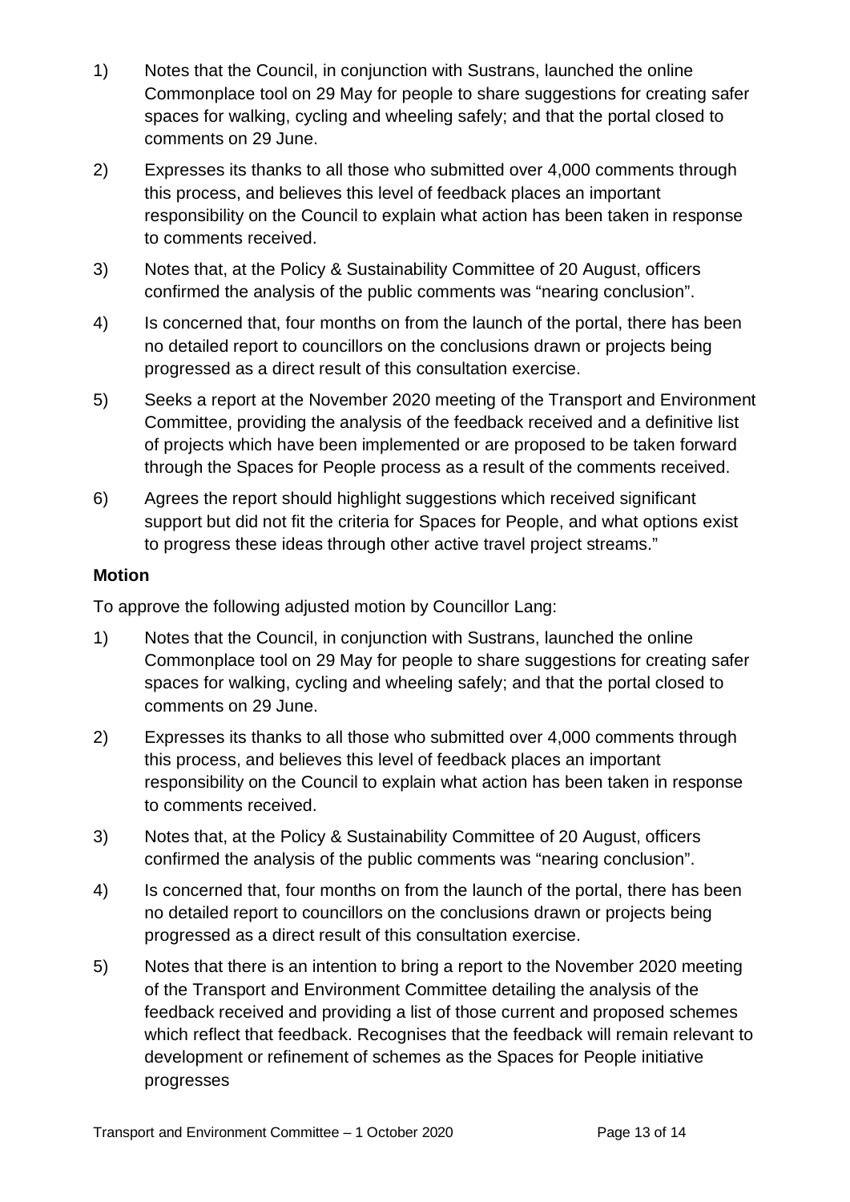1) Notes that the Council, in conjunction with Sustrans, launched the online Commonplace tool on 29 May for people to share suggestions for creating safer spaces for walking, cycling and wheeling safely; and that the portal closed to comments on 29 June.

2) Expresses its thanks to all those who submitted over 4,000 comments through this process, and believes this level of feedback places an important responsibility on the Council to explain what action has been taken in response to comments received.

3) Notes that, at the Policy & Sustainability Committee of 20 August, officers confirmed the analysis of the public comments was "nearing conclusion".

4) Is concerned that, four months on from the launch of the portal, there has been no detailed report to councillors on the conclusions drawn or projects being progressed as a direct result of this consultation exercise.

5) Seeks a report at the November 2020 meeting of the Transport and Environment Committee, providing the analysis of the feedback received and a definitive list of projects which have been implemented or are proposed to be taken forward through the Spaces for People process as a result of the comments received.

6) Agrees the report should highlight suggestions which received significant support but did not fit the criteria for Spaces for People, and what options exist to progress these ideas through other active travel project streams."

**Motion**

To approve the following adjusted motion by Councillor Lang:

1) Notes that the Council, in conjunction with Sustrans, launched the online Commonplace tool on 29 May for people to share suggestions for creating safer spaces for walking, cycling and wheeling safely; and that the portal closed to comments on 29 June.

2) Expresses its thanks to all those who submitted over 4,000 comments through this process, and believes this level of feedback places an important responsibility on the Council to explain what action has been taken in response to comments received.

3) Notes that, at the Policy & Sustainability Committee of 20 August, officers confirmed the analysis of the public comments was "nearing conclusion".

4) Is concerned that, four months on from the launch of the portal, there has been no detailed report to councillors on the conclusions drawn or projects being progressed as a direct result of this consultation exercise.

5) Notes that there is an intention to bring a report to the November 2020 meeting of the Transport and Environment Committee detailing the analysis of the feedback received and providing a list of those current and proposed schemes which reflect that feedback. Recognises that the feedback will remain relevant to development or refinement of schemes as the Spaces for People initiative progresses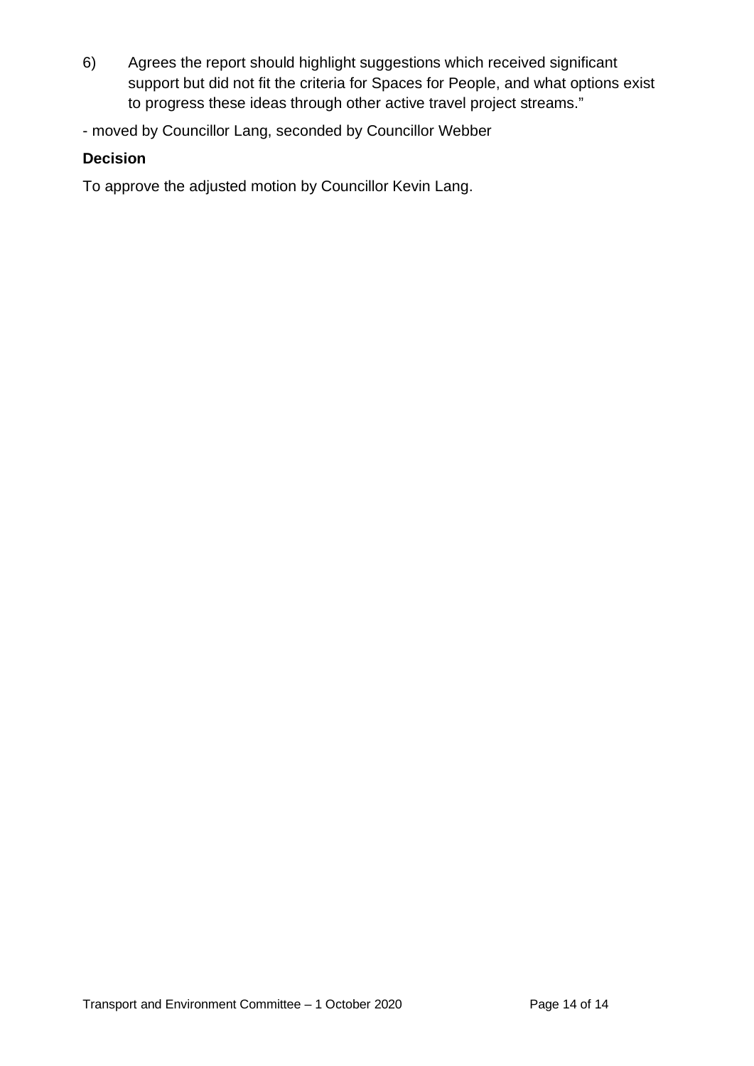6) Agrees the report should highlight suggestions which received significant support but did not fit the criteria for Spaces for People, and what options exist to progress these ideas through other active travel project streams."

- moved by Councillor Lang, seconded by Councillor Webber

**Decision**

To approve the adjusted motion by Councillor Kevin Lang.